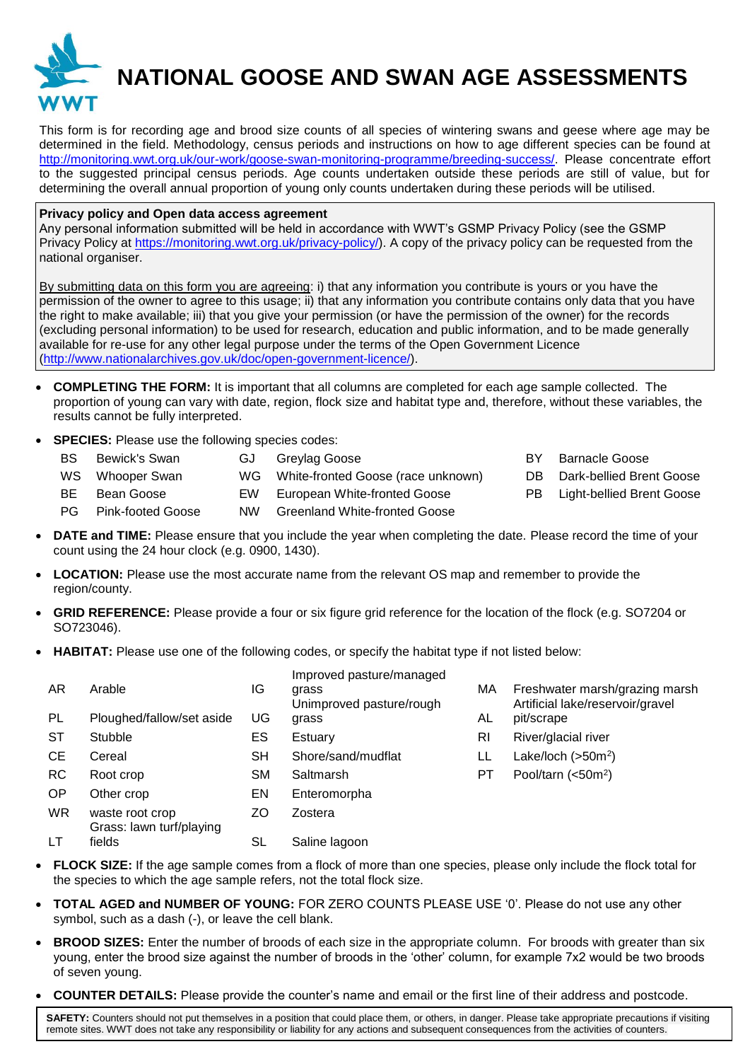# NATIONAL GOOSE AND SWAN AGE ASSESSMENTS

This form is for recording age and brood size counts of all species of wintering swans and geese where age may be determined in the field. Methodology, census periods and instructions on how to age different species can be found at http://monitoring.wwt.org.uk/our-work/goose-swan-monitoring-programme/breeding-success/. Please concentrate effort to the suggested principal census periods. Age counts undertaken outside these periods are still of value, but for determining the overall annual proportion of young only counts undertaken during these periods will be utilised.

**Privacy policy and Open data access agreement**
Any personal information submitted will be held in accordance with WWT's GSMP Privacy Policy (see the GSMP Privacy Policy at https://monitoring.wwt.org.uk/privacy-policy/). A copy of the privacy policy can be requested from the national organiser.

By submitting data on this form you are agreeing: i) that any information you contribute is yours or you have the permission of the owner to agree to this usage; ii) that any information you contribute contains only data that you have the right to make available; iii) that you give your permission (or have the permission of the owner) for the records (excluding personal information) to be used for research, education and public information, and to be made generally available for re-use for any other legal purpose under the terms of the Open Government Licence (http://www.nationalarchives.gov.uk/doc/open-government-licence/).

- **COMPLETING THE FORM:** It is important that all columns are completed for each age sample collected. The proportion of young can vary with date, region, flock size and habitat type and, therefore, without these variables, the results cannot be fully interpreted.
- **SPECIES:** Please use the following species codes:

| | | | | | |
|---|---|---|---|---|---|
| BS | Bewick's Swan | GJ | Greylag Goose | BY | Barnacle Goose |
| WS | Whooper Swan | WG | White-fronted Goose (race unknown) | DB | Dark-bellied Brent Goose |
| BE | Bean Goose | EW | European White-fronted Goose | PB | Light-bellied Brent Goose |
| PG | Pink-footed Goose | NW | Greenland White-fronted Goose | | |

- **DATE and TIME:** Please ensure that you include the year when completing the date. Please record the time of your count using the 24 hour clock (e.g. 0900, 1430).
- **LOCATION:** Please use the most accurate name from the relevant OS map and remember to provide the region/county.
- **GRID REFERENCE:** Please provide a four or six figure grid reference for the location of the flock (e.g. SO7204 or SO723046).
- **HABITAT:** Please use one of the following codes, or specify the habitat type if not listed below:

| | | | | | |
|---|---|---|---|---|---|
| AR | Arable | IG | Improved pasture/managed grass | MA | Freshwater marsh/grazing marsh |
| PL | Ploughed/fallow/set aside | UG | Unimproved pasture/rough grass | AL | Artificial lake/reservoir/gravel pit/scrape |
| ST | Stubble | ES | Estuary | RI | River/glacial river |
| CE | Cereal | SH | Shore/sand/mudflat | LL | Lake/loch (>50m$^2$) |
| RC | Root crop | SM | Saltmarsh | PT | Pool/tarn (<50m$^2$) |
| OP | Other crop | EN | Enteromorpha | | |
| WR | waste root crop | ZO | Zostera | | |
| LT | Grass: lawn turf/playing fields | SL | Saline lagoon | | |

- **FLOCK SIZE:** If the age sample comes from a flock of more than one species, please only include the flock total for the species to which the age sample refers, not the total flock size.
- **TOTAL AGED and NUMBER OF YOUNG:** FOR ZERO COUNTS PLEASE USE '0'. Please do not use any other symbol, such as a dash (-), or leave the cell blank.
- **BROOD SIZES:** Enter the number of broods of each size in the appropriate column. For broods with greater than six young, enter the brood size against the number of broods in the 'other' column, for example 7x2 would be two broods of seven young.
- **COUNTER DETAILS:** Please provide the counter's name and email or the first line of their address and postcode.

**SAFETY:** Counters should not put themselves in a position that could place them, or others, in danger. Please take appropriate precautions if visiting remote sites. WWT does not take any responsibility or liability for any actions and subsequent consequences from the activities of counters.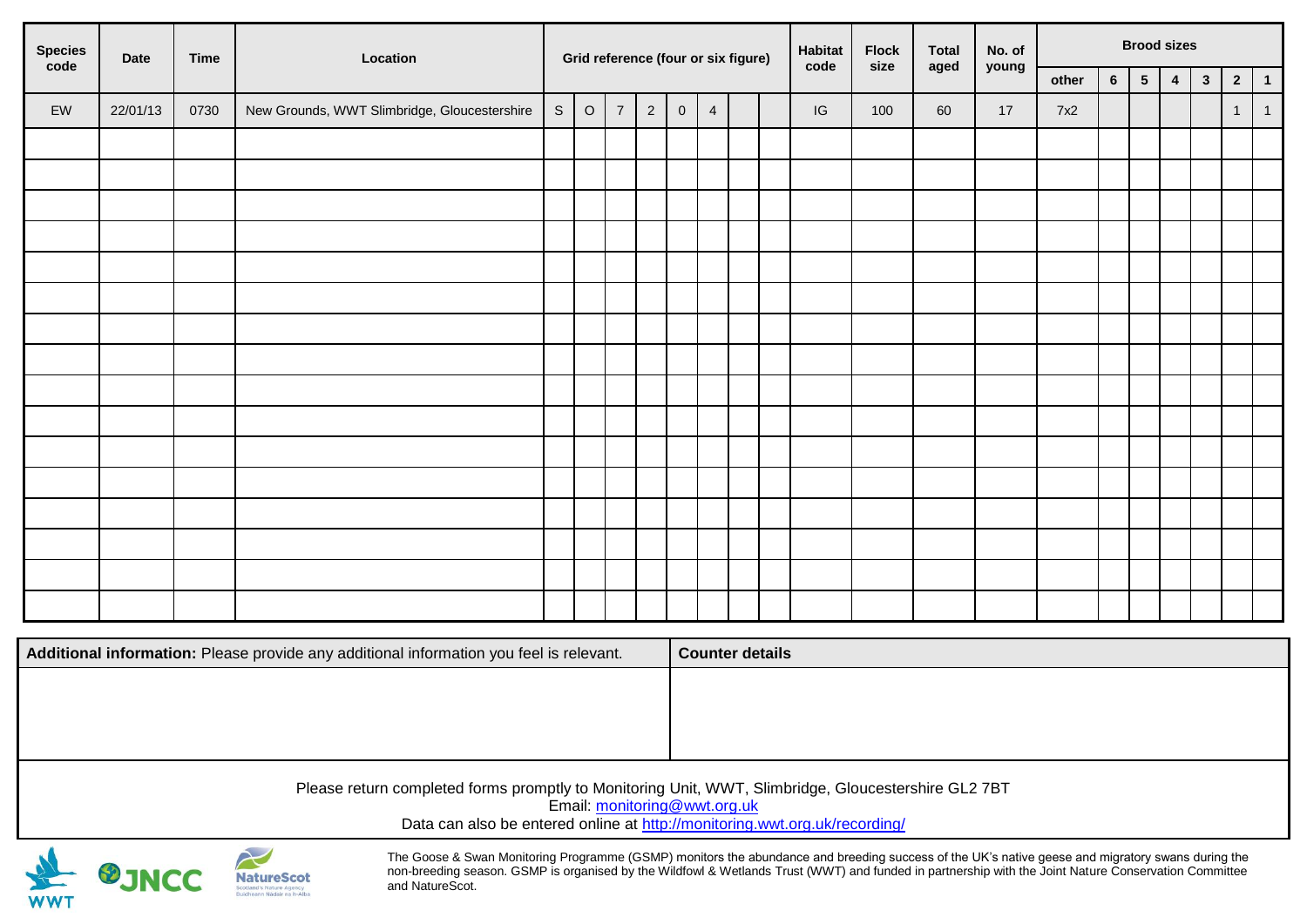| Species code | Date | Time | Location | Grid reference (four or six figure) | | | | | | | | Habitat code | Flock size | Total aged | No. of young | Brood sizes | | | | | | |
|---|---|---|---|---|---|---|---|---|---|---|---|---|---|---|---|---|---|---|---|---|---|---|
| | | | | | | | | | | | | | | | | other | 6 | 5 | 4 | 3 | 2 | 1 |
| EW | 22/01/13 | 0730 | New Grounds, WWT Slimbridge, Gloucestershire | S | O | 7 | 2 | 0 | 4 | | | IG | 100 | 60 | 17 | 7x2 | | | | | 1 | 1 |
| | | | | | | | | | | | | | | | | | | | | | | |
| | | | | | | | | | | | | | | | | | | | | | | |
| | | | | | | | | | | | | | | | | | | | | | | |
| | | | | | | | | | | | | | | | | | | | | | | |
| | | | | | | | | | | | | | | | | | | | | | | |
| | | | | | | | | | | | | | | | | | | | | | | |
| | | | | | | | | | | | | | | | | | | | | | | |
| | | | | | | | | | | | | | | | | | | | | | | |
| | | | | | | | | | | | | | | | | | | | | | | |
| | | | | | | | | | | | | | | | | | | | | | | |
| | | | | | | | | | | | | | | | | | | | | | | |
| | | | | | | | | | | | | | | | | | | | | | | |
| | | | | | | | | | | | | | | | | | | | | | | |
| | | | | | | | | | | | | | | | | | | | | | | |
| | | | | | | | | | | | | | | | | | | | | | | |
| | | | | | | | | | | | | | | | | | | | | | | |

| **Additional information:** Please provide any additional information you feel is relevant. | **Counter details** |
|---|---|
| | |

Please return completed forms promptly to Monitoring Unit, WWT, Slimbridge, Gloucestershire GL2 7BT
Email: monitoring@wwt.org.uk
Data can also be entered online at http://monitoring.wwt.org.uk/recording/

WWT JNCC NatureScot Scotland's Nature Agency Buidheann Nàdair na h-Alba

The Goose & Swan Monitoring Programme (GSMP) monitors the abundance and breeding success of the UK's native geese and migratory swans during the non-breeding season. GSMP is organised by the Wildfowl & Wetlands Trust (WWT) and funded in partnership with the Joint Nature Conservation Committee and NatureScot.